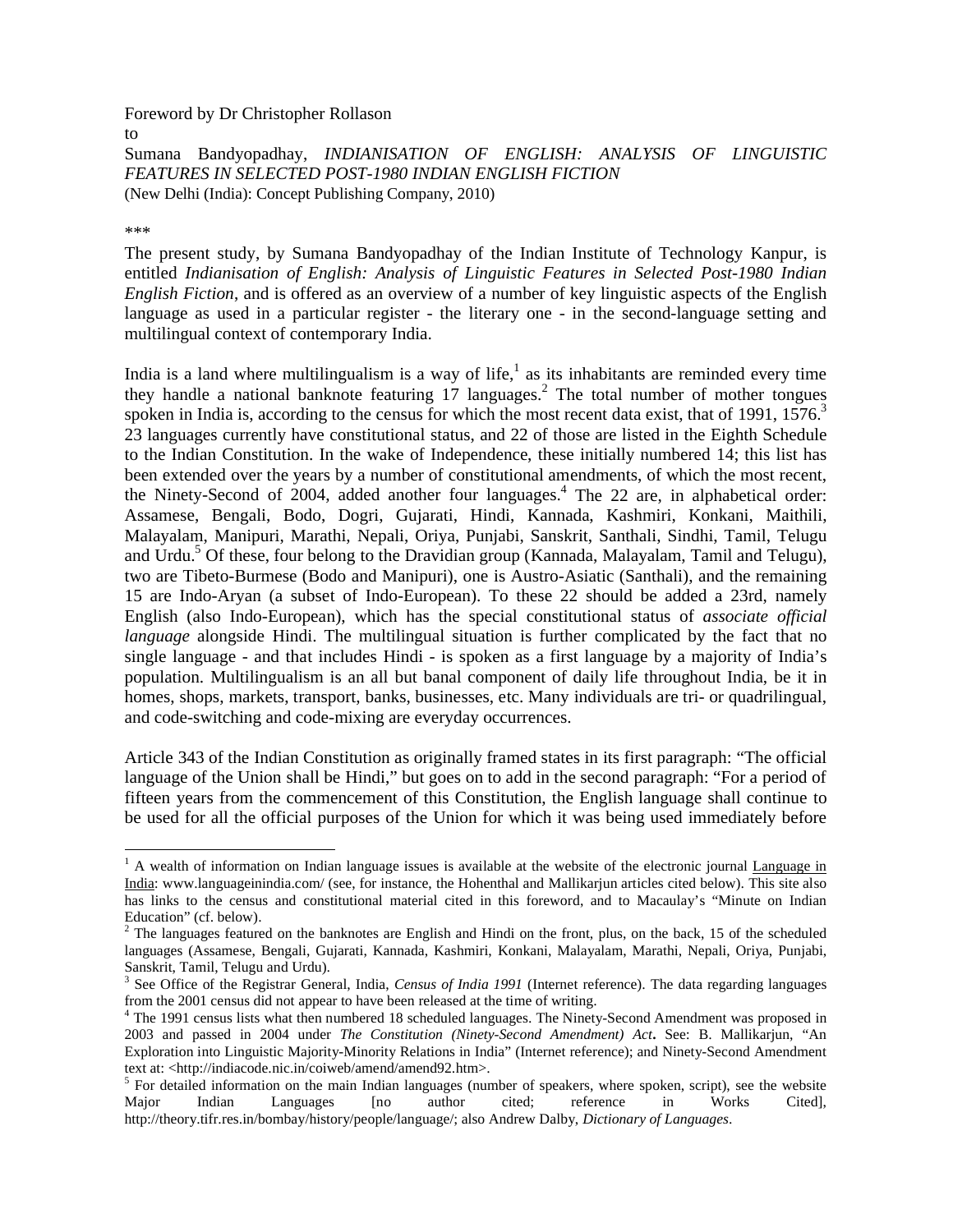Foreword by Dr Christopher Rollason
to
Sumana Bandyopadhay, *INDIANISATION OF ENGLISH: ANALYSIS OF LINGUISTIC FEATURES IN SELECTED POST-1980 INDIAN ENGLISH FICTION*
(New Delhi (India): Concept Publishing Company, 2010)

***

The present study, by Sumana Bandyopadhay of the Indian Institute of Technology Kanpur, is entitled *Indianisation of English: Analysis of Linguistic Features in Selected Post-1980 Indian English Fiction*, and is offered as an overview of a number of key linguistic aspects of the English language as used in a particular register - the literary one - in the second-language setting and multilingual context of contemporary India.

India is a land where multilingualism is a way of life,[1] as its inhabitants are reminded every time they handle a national banknote featuring 17 languages.[2] The total number of mother tongues spoken in India is, according to the census for which the most recent data exist, that of 1991, 1576.[3] 23 languages currently have constitutional status, and 22 of those are listed in the Eighth Schedule to the Indian Constitution. In the wake of Independence, these initially numbered 14; this list has been extended over the years by a number of constitutional amendments, of which the most recent, the Ninety-Second of 2004, added another four languages.[4] The 22 are, in alphabetical order: Assamese, Bengali, Bodo, Dogri, Gujarati, Hindi, Kannada, Kashmiri, Konkani, Maithili, Malayalam, Manipuri, Marathi, Nepali, Oriya, Punjabi, Sanskrit, Santhali, Sindhi, Tamil, Telugu and Urdu.[5] Of these, four belong to the Dravidian group (Kannada, Malayalam, Tamil and Telugu), two are Tibeto-Burmese (Bodo and Manipuri), one is Austro-Asiatic (Santhali), and the remaining 15 are Indo-Aryan (a subset of Indo-European). To these 22 should be added a 23rd, namely English (also Indo-European), which has the special constitutional status of *associate official language* alongside Hindi. The multilingual situation is further complicated by the fact that no single language - and that includes Hindi - is spoken as a first language by a majority of India's population. Multilingualism is an all but banal component of daily life throughout India, be it in homes, shops, markets, transport, banks, businesses, etc. Many individuals are tri- or quadrilingual, and code-switching and code-mixing are everyday occurrences.

Article 343 of the Indian Constitution as originally framed states in its first paragraph: "The official language of the Union shall be Hindi," but goes on to add in the second paragraph: "For a period of fifteen years from the commencement of this Constitution, the English language shall continue to be used for all the official purposes of the Union for which it was being used immediately before

---

[1] A wealth of information on Indian language issues is available at the website of the electronic journal Language in India: www.languageinindia.com/ (see, for instance, the Hohenthal and Mallikarjun articles cited below). This site also has links to the census and constitutional material cited in this foreword, and to Macaulay's "Minute on Indian Education" (cf. below).

[2] The languages featured on the banknotes are English and Hindi on the front, plus, on the back, 15 of the scheduled languages (Assamese, Bengali, Gujarati, Kannada, Kashmiri, Konkani, Malayalam, Marathi, Nepali, Oriya, Punjabi, Sanskrit, Tamil, Telugu and Urdu).

[3] See Office of the Registrar General, India, *Census of India 1991* (Internet reference). The data regarding languages from the 2001 census did not appear to have been released at the time of writing.

[4] The 1991 census lists what then numbered 18 scheduled languages. The Ninety-Second Amendment was proposed in 2003 and passed in 2004 under *The Constitution (Ninety-Second Amendment) Act*. See: B. Mallikarjun, "An Exploration into Linguistic Majority-Minority Relations in India" (Internet reference); and Ninety-Second Amendment text at: <http://indiacode.nic.in/coiweb/amend/amend92.htm>.

[5] For detailed information on the main Indian languages (number of speakers, where spoken, script), see the website Major Indian Languages [no author cited; reference in Works Cited], http://theory.tifr.res.in/bombay/history/people/language/; also Andrew Dalby, *Dictionary of Languages*.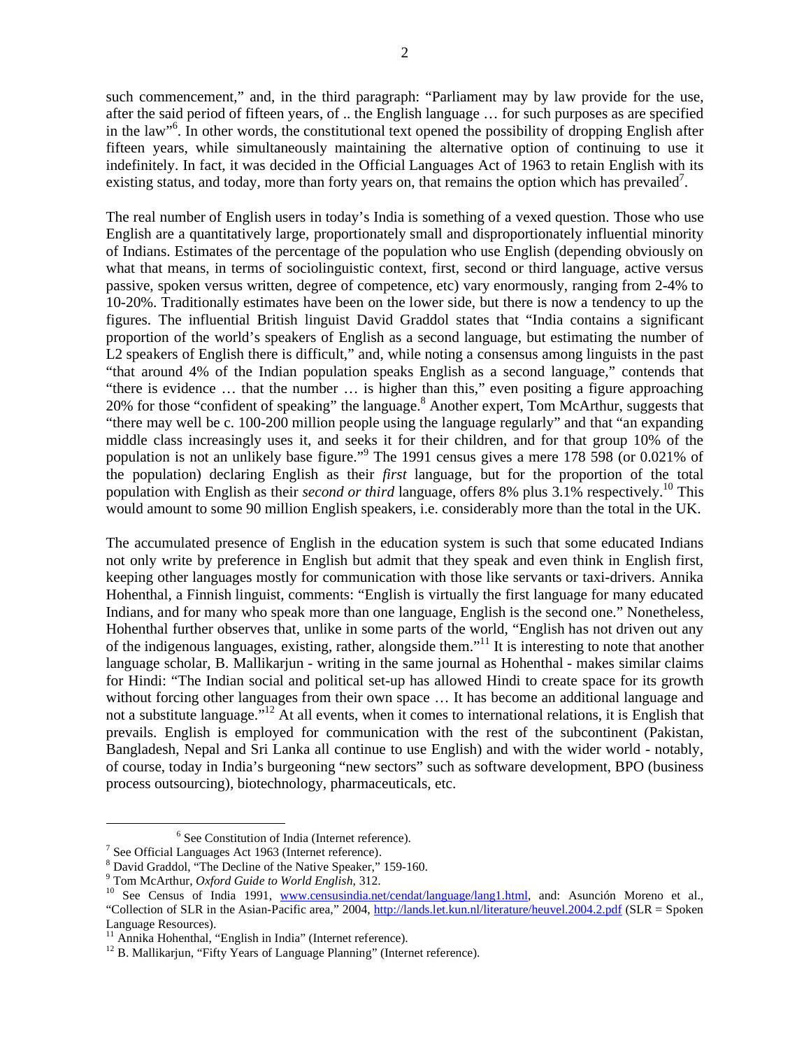such commencement," and, in the third paragraph: "Parliament may by law provide for the use, after the said period of fifteen years, of .. the English language … for such purposes as are specified in the law"[6]. In other words, the constitutional text opened the possibility of dropping English after fifteen years, while simultaneously maintaining the alternative option of continuing to use it indefinitely. In fact, it was decided in the Official Languages Act of 1963 to retain English with its existing status, and today, more than forty years on, that remains the option which has prevailed[7].

The real number of English users in today's India is something of a vexed question. Those who use English are a quantitatively large, proportionately small and disproportionately influential minority of Indians. Estimates of the percentage of the population who use English (depending obviously on what that means, in terms of sociolinguistic context, first, second or third language, active versus passive, spoken versus written, degree of competence, etc) vary enormously, ranging from 2-4% to 10-20%. Traditionally estimates have been on the lower side, but there is now a tendency to up the figures. The influential British linguist David Graddol states that "India contains a significant proportion of the world's speakers of English as a second language, but estimating the number of L2 speakers of English there is difficult," and, while noting a consensus among linguists in the past "that around 4% of the Indian population speaks English as a second language," contends that "there is evidence … that the number … is higher than this," even positing a figure approaching 20% for those "confident of speaking" the language.[8] Another expert, Tom McArthur, suggests that "there may well be c. 100-200 million people using the language regularly" and that "an expanding middle class increasingly uses it, and seeks it for their children, and for that group 10% of the population is not an unlikely base figure."[9] The 1991 census gives a mere 178 598 (or 0.021% of the population) declaring English as their *first* language, but for the proportion of the total population with English as their *second or third* language, offers 8% plus 3.1% respectively.[10] This would amount to some 90 million English speakers, i.e. considerably more than the total in the UK.

The accumulated presence of English in the education system is such that some educated Indians not only write by preference in English but admit that they speak and even think in English first, keeping other languages mostly for communication with those like servants or taxi-drivers. Annika Hohenthal, a Finnish linguist, comments: "English is virtually the first language for many educated Indians, and for many who speak more than one language, English is the second one." Nonetheless, Hohenthal further observes that, unlike in some parts of the world, "English has not driven out any of the indigenous languages, existing, rather, alongside them."[11] It is interesting to note that another language scholar, B. Mallikarjun - writing in the same journal as Hohenthal - makes similar claims for Hindi: "The Indian social and political set-up has allowed Hindi to create space for its growth without forcing other languages from their own space … It has become an additional language and not a substitute language."[12] At all events, when it comes to international relations, it is English that prevails. English is employed for communication with the rest of the subcontinent (Pakistan, Bangladesh, Nepal and Sri Lanka all continue to use English) and with the wider world - notably, of course, today in India's burgeoning "new sectors" such as software development, BPO (business process outsourcing), biotechnology, pharmaceuticals, etc.

---

[6] See Constitution of India (Internet reference).

[7] See Official Languages Act 1963 (Internet reference).

[8] David Graddol, "The Decline of the Native Speaker," 159-160.

[9] Tom McArthur, *Oxford Guide to World English*, 312.

[10] See Census of India 1991, www.censusindia.net/cendat/language/lang1.html, and: Asunción Moreno et al., "Collection of SLR in the Asian-Pacific area," 2004, http://lands.let.kun.nl/literature/heuvel.2004.2.pdf (SLR = Spoken Language Resources).

[11] Annika Hohenthal, "English in India" (Internet reference).

[12] B. Mallikarjun, "Fifty Years of Language Planning" (Internet reference).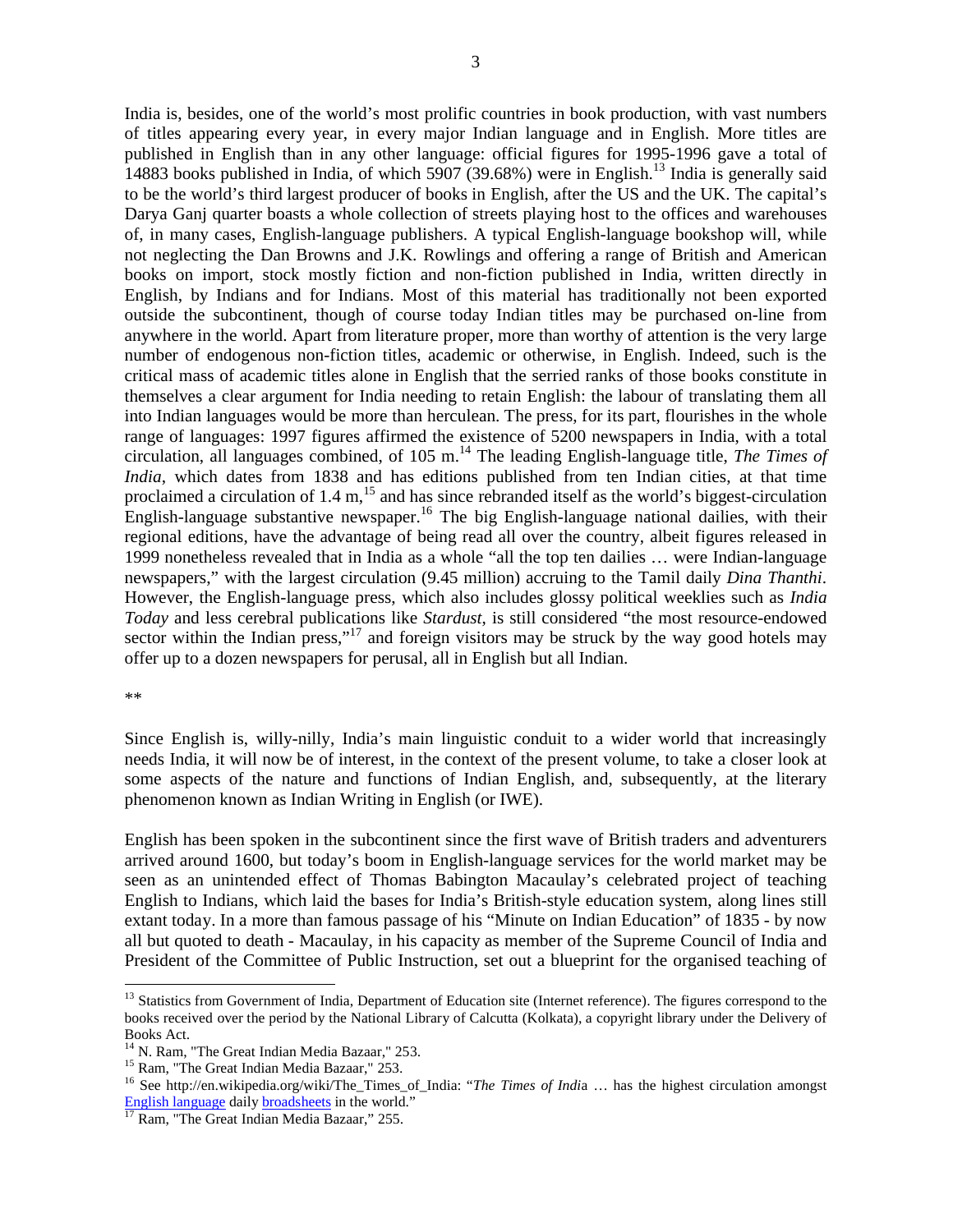India is, besides, one of the world's most prolific countries in book production, with vast numbers of titles appearing every year, in every major Indian language and in English. More titles are published in English than in any other language: official figures for 1995-1996 gave a total of 14883 books published in India, of which 5907 (39.68%) were in English.[13] India is generally said to be the world's third largest producer of books in English, after the US and the UK. The capital's Darya Ganj quarter boasts a whole collection of streets playing host to the offices and warehouses of, in many cases, English-language publishers. A typical English-language bookshop will, while not neglecting the Dan Browns and J.K. Rowlings and offering a range of British and American books on import, stock mostly fiction and non-fiction published in India, written directly in English, by Indians and for Indians. Most of this material has traditionally not been exported outside the subcontinent, though of course today Indian titles may be purchased on-line from anywhere in the world. Apart from literature proper, more than worthy of attention is the very large number of endogenous non-fiction titles, academic or otherwise, in English. Indeed, such is the critical mass of academic titles alone in English that the serried ranks of those books constitute in themselves a clear argument for India needing to retain English: the labour of translating them all into Indian languages would be more than herculean. The press, for its part, flourishes in the whole range of languages: 1997 figures affirmed the existence of 5200 newspapers in India, with a total circulation, all languages combined, of 105 m.[14] The leading English-language title, *The Times of India*, which dates from 1838 and has editions published from ten Indian cities, at that time proclaimed a circulation of 1.4 m,[15] and has since rebranded itself as the world's biggest-circulation English-language substantive newspaper.[16] The big English-language national dailies, with their regional editions, have the advantage of being read all over the country, albeit figures released in 1999 nonetheless revealed that in India as a whole "all the top ten dailies … were Indian-language newspapers," with the largest circulation (9.45 million) accruing to the Tamil daily *Dina Thanthi*. However, the English-language press, which also includes glossy political weeklies such as *India Today* and less cerebral publications like *Stardust*, is still considered "the most resource-endowed sector within the Indian press,"[17] and foreign visitors may be struck by the way good hotels may offer up to a dozen newspapers for perusal, all in English but all Indian.

**

Since English is, willy-nilly, India's main linguistic conduit to a wider world that increasingly needs India, it will now be of interest, in the context of the present volume, to take a closer look at some aspects of the nature and functions of Indian English, and, subsequently, at the literary phenomenon known as Indian Writing in English (or IWE).

English has been spoken in the subcontinent since the first wave of British traders and adventurers arrived around 1600, but today's boom in English-language services for the world market may be seen as an unintended effect of Thomas Babington Macaulay's celebrated project of teaching English to Indians, which laid the bases for India's British-style education system, along lines still extant today. In a more than famous passage of his "Minute on Indian Education" of 1835 - by now all but quoted to death - Macaulay, in his capacity as member of the Supreme Council of India and President of the Committee of Public Instruction, set out a blueprint for the organised teaching of

---

[13] Statistics from Government of India, Department of Education site (Internet reference). The figures correspond to the books received over the period by the National Library of Calcutta (Kolkata), a copyright library under the Delivery of Books Act.

[14] N. Ram, "The Great Indian Media Bazaar," 253.

[15] Ram, "The Great Indian Media Bazaar," 253.

[16] See http://en.wikipedia.org/wiki/The_Times_of_India: "*The Times of India* … has the highest circulation amongst English language daily broadsheets in the world."

[17] Ram, "The Great Indian Media Bazaar," 255.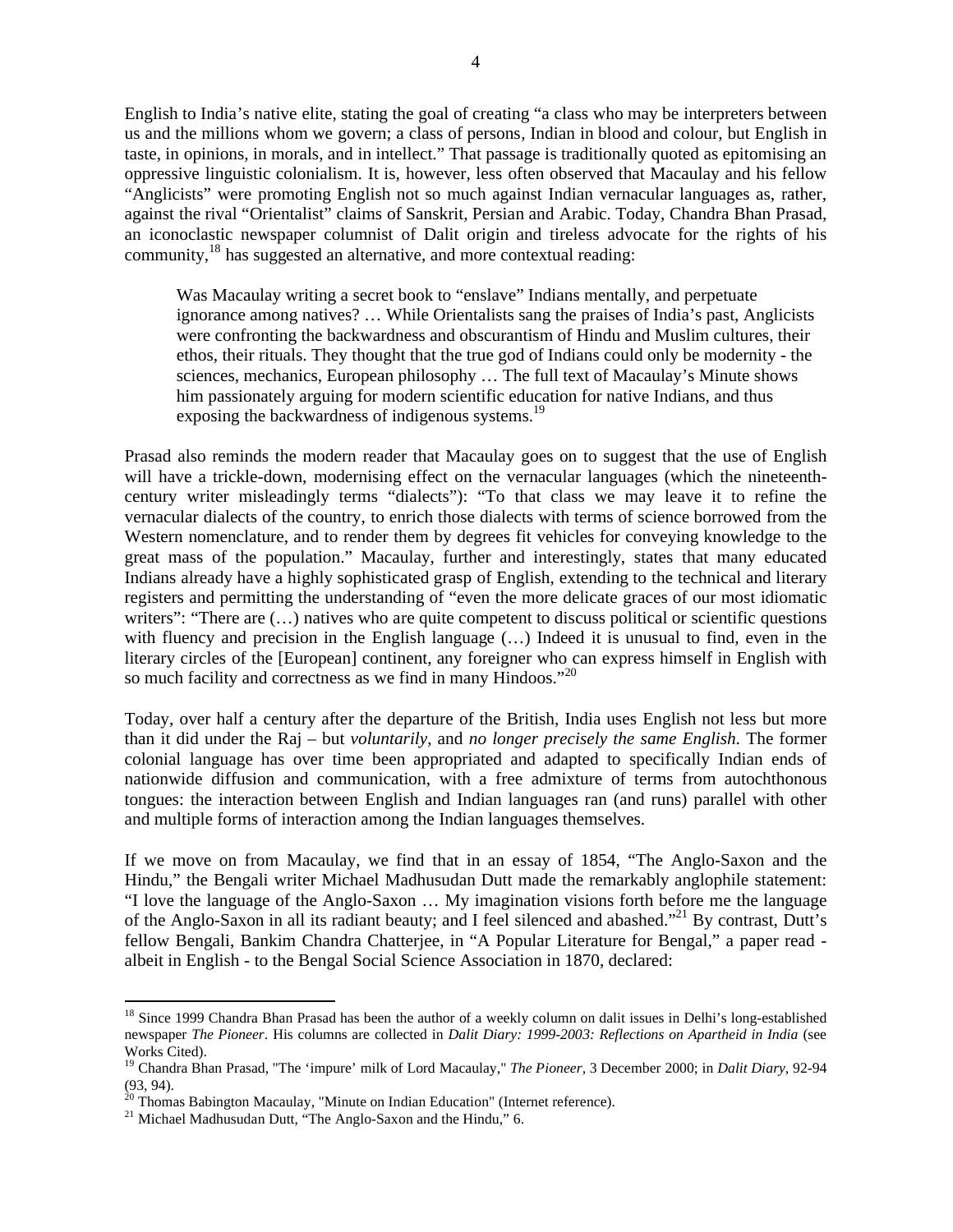English to India's native elite, stating the goal of creating "a class who may be interpreters between us and the millions whom we govern; a class of persons, Indian in blood and colour, but English in taste, in opinions, in morals, and in intellect." That passage is traditionally quoted as epitomising an oppressive linguistic colonialism. It is, however, less often observed that Macaulay and his fellow "Anglicists" were promoting English not so much against Indian vernacular languages as, rather, against the rival "Orientalist" claims of Sanskrit, Persian and Arabic. Today, Chandra Bhan Prasad, an iconoclastic newspaper columnist of Dalit origin and tireless advocate for the rights of his community,[18] has suggested an alternative, and more contextual reading:

> Was Macaulay writing a secret book to "enslave" Indians mentally, and perpetuate ignorance among natives? … While Orientalists sang the praises of India's past, Anglicists were confronting the backwardness and obscurantism of Hindu and Muslim cultures, their ethos, their rituals. They thought that the true god of Indians could only be modernity - the sciences, mechanics, European philosophy … The full text of Macaulay's Minute shows him passionately arguing for modern scientific education for native Indians, and thus exposing the backwardness of indigenous systems.[19]

Prasad also reminds the modern reader that Macaulay goes on to suggest that the use of English will have a trickle-down, modernising effect on the vernacular languages (which the nineteenth-century writer misleadingly terms "dialects"): "To that class we may leave it to refine the vernacular dialects of the country, to enrich those dialects with terms of science borrowed from the Western nomenclature, and to render them by degrees fit vehicles for conveying knowledge to the great mass of the population." Macaulay, further and interestingly, states that many educated Indians already have a highly sophisticated grasp of English, extending to the technical and literary registers and permitting the understanding of "even the more delicate graces of our most idiomatic writers": "There are (…) natives who are quite competent to discuss political or scientific questions with fluency and precision in the English language (…) Indeed it is unusual to find, even in the literary circles of the [European] continent, any foreigner who can express himself in English with so much facility and correctness as we find in many Hindoos."[20]

Today, over half a century after the departure of the British, India uses English not less but more than it did under the Raj – but *voluntarily*, and *no longer precisely the same English*. The former colonial language has over time been appropriated and adapted to specifically Indian ends of nationwide diffusion and communication, with a free admixture of terms from autochthonous tongues: the interaction between English and Indian languages ran (and runs) parallel with other and multiple forms of interaction among the Indian languages themselves.

If we move on from Macaulay, we find that in an essay of 1854, "The Anglo-Saxon and the Hindu," the Bengali writer Michael Madhusudan Dutt made the remarkably anglophile statement: "I love the language of the Anglo-Saxon … My imagination visions forth before me the language of the Anglo-Saxon in all its radiant beauty; and I feel silenced and abashed."[21] By contrast, Dutt's fellow Bengali, Bankim Chandra Chatterjee, in "A Popular Literature for Bengal," a paper read - albeit in English - to the Bengal Social Science Association in 1870, declared:

---

[18] Since 1999 Chandra Bhan Prasad has been the author of a weekly column on dalit issues in Delhi's long-established newspaper *The Pioneer*. His columns are collected in *Dalit Diary: 1999-2003: Reflections on Apartheid in India* (see Works Cited).

[19] Chandra Bhan Prasad, "The 'impure' milk of Lord Macaulay," *The Pioneer*, 3 December 2000; in *Dalit Diary*, 92-94 (93, 94).

[20] Thomas Babington Macaulay, "Minute on Indian Education" (Internet reference).

[21] Michael Madhusudan Dutt, "The Anglo-Saxon and the Hindu," 6.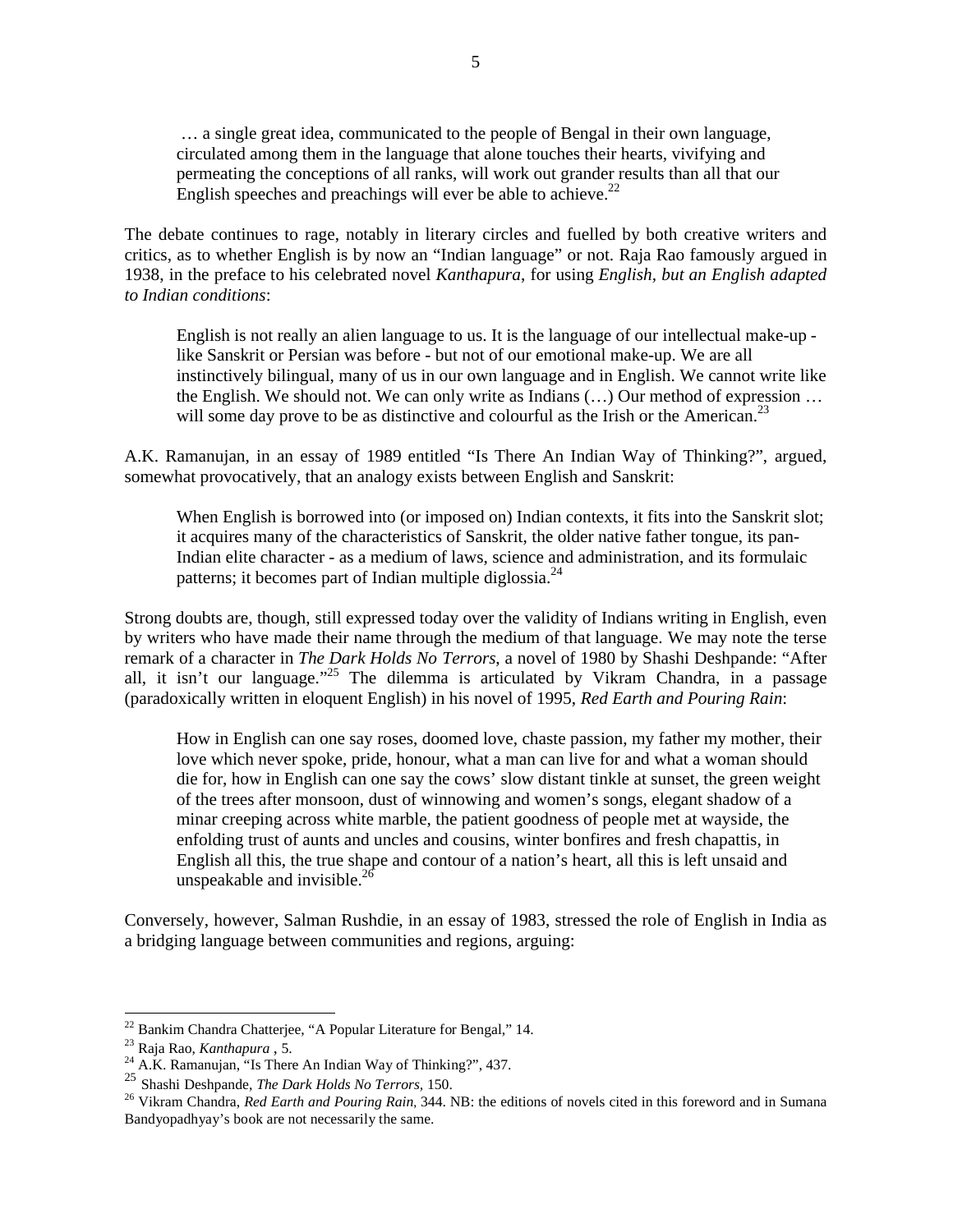> … a single great idea, communicated to the people of Bengal in their own language, circulated among them in the language that alone touches their hearts, vivifying and permeating the conceptions of all ranks, will work out grander results than all that our English speeches and preachings will ever be able to achieve.[22]

The debate continues to rage, notably in literary circles and fuelled by both creative writers and critics, as to whether English is by now an "Indian language" or not. Raja Rao famously argued in 1938, in the preface to his celebrated novel *Kanthapura*, for using *English, but an English adapted to Indian conditions*:

> English is not really an alien language to us. It is the language of our intellectual make-up - like Sanskrit or Persian was before - but not of our emotional make-up. We are all instinctively bilingual, many of us in our own language and in English. We cannot write like the English. We should not. We can only write as Indians (…) Our method of expression … will some day prove to be as distinctive and colourful as the Irish or the American.[23]

A.K. Ramanujan, in an essay of 1989 entitled "Is There An Indian Way of Thinking?", argued, somewhat provocatively, that an analogy exists between English and Sanskrit:

> When English is borrowed into (or imposed on) Indian contexts, it fits into the Sanskrit slot; it acquires many of the characteristics of Sanskrit, the older native father tongue, its pan-Indian elite character - as a medium of laws, science and administration, and its formulaic patterns; it becomes part of Indian multiple diglossia.[24]

Strong doubts are, though, still expressed today over the validity of Indians writing in English, even by writers who have made their name through the medium of that language. We may note the terse remark of a character in *The Dark Holds No Terrors*, a novel of 1980 by Shashi Deshpande: "After all, it isn't our language."[25] The dilemma is articulated by Vikram Chandra, in a passage (paradoxically written in eloquent English) in his novel of 1995, *Red Earth and Pouring Rain*:

> How in English can one say roses, doomed love, chaste passion, my father my mother, their love which never spoke, pride, honour, what a man can live for and what a woman should die for, how in English can one say the cows' slow distant tinkle at sunset, the green weight of the trees after monsoon, dust of winnowing and women's songs, elegant shadow of a minar creeping across white marble, the patient goodness of people met at wayside, the enfolding trust of aunts and uncles and cousins, winter bonfires and fresh chapattis, in English all this, the true shape and contour of a nation's heart, all this is left unsaid and unspeakable and invisible.[26]

Conversely, however, Salman Rushdie, in an essay of 1983, stressed the role of English in India as a bridging language between communities and regions, arguing:

---

[22] Bankim Chandra Chatterjee, "A Popular Literature for Bengal," 14.

[23] Raja Rao, *Kanthapura* , 5.

[24] A.K. Ramanujan, "Is There An Indian Way of Thinking?", 437.

[25] Shashi Deshpande, *The Dark Holds No Terrors,* 150.

[26] Vikram Chandra, *Red Earth and Pouring Rain,* 344. NB: the editions of novels cited in this foreword and in Sumana Bandyopadhyay's book are not necessarily the same.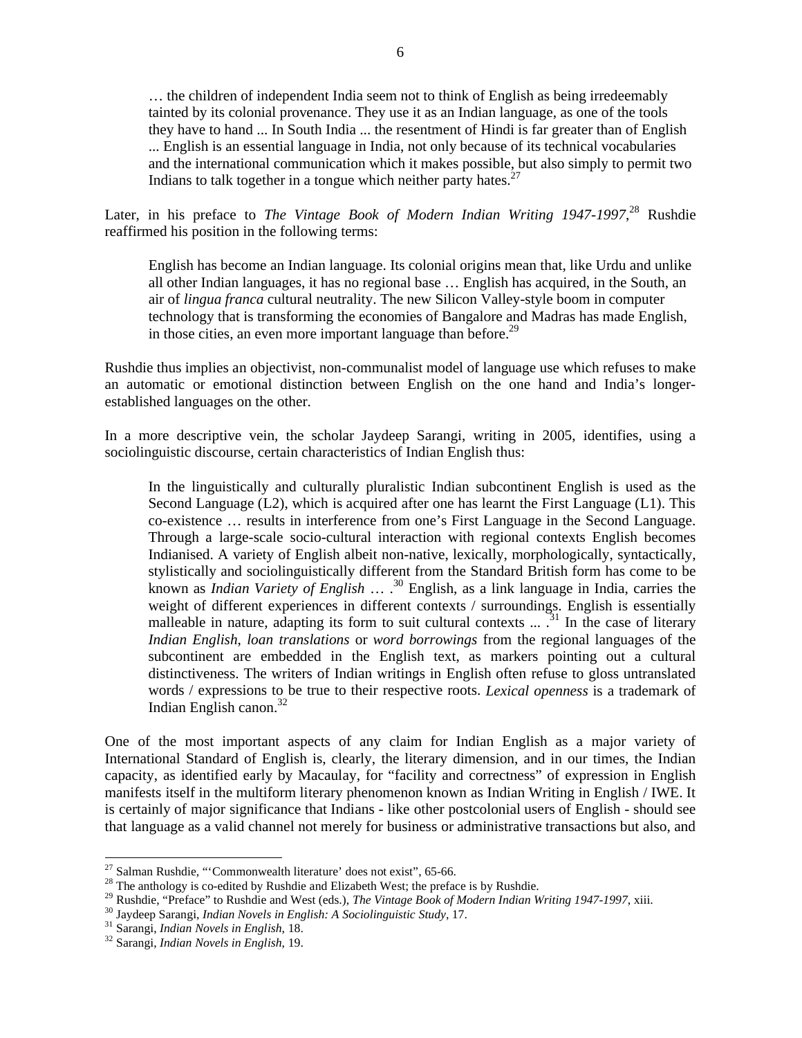> … the children of independent India seem not to think of English as being irredeemably tainted by its colonial provenance. They use it as an Indian language, as one of the tools they have to hand ... In South India ... the resentment of Hindi is far greater than of English ... English is an essential language in India, not only because of its technical vocabularies and the international communication which it makes possible, but also simply to permit two Indians to talk together in a tongue which neither party hates.[27]

Later, in his preface to *The Vintage Book of Modern Indian Writing 1947-1997*,[28] Rushdie reaffirmed his position in the following terms:

> English has become an Indian language. Its colonial origins mean that, like Urdu and unlike all other Indian languages, it has no regional base … English has acquired, in the South, an air of *lingua franca* cultural neutrality. The new Silicon Valley-style boom in computer technology that is transforming the economies of Bangalore and Madras has made English, in those cities, an even more important language than before.[29]

Rushdie thus implies an objectivist, non-communalist model of language use which refuses to make an automatic or emotional distinction between English on the one hand and India's longer-established languages on the other.

In a more descriptive vein, the scholar Jaydeep Sarangi, writing in 2005, identifies, using a sociolinguistic discourse, certain characteristics of Indian English thus:

> In the linguistically and culturally pluralistic Indian subcontinent English is used as the Second Language (L2), which is acquired after one has learnt the First Language (L1). This co-existence … results in interference from one's First Language in the Second Language. Through a large-scale socio-cultural interaction with regional contexts English becomes Indianised. A variety of English albeit non-native, lexically, morphologically, syntactically, stylistically and sociolinguistically different from the Standard British form has come to be known as *Indian Variety of English* … .[30] English, as a link language in India, carries the weight of different experiences in different contexts / surroundings. English is essentially malleable in nature, adapting its form to suit cultural contexts ... .[31] In the case of literary *Indian English*, *loan translations* or *word borrowings* from the regional languages of the subcontinent are embedded in the English text, as markers pointing out a cultural distinctiveness. The writers of Indian writings in English often refuse to gloss untranslated words / expressions to be true to their respective roots. *Lexical openness* is a trademark of Indian English canon.[32]

One of the most important aspects of any claim for Indian English as a major variety of International Standard of English is, clearly, the literary dimension, and in our times, the Indian capacity, as identified early by Macaulay, for "facility and correctness" of expression in English manifests itself in the multiform literary phenomenon known as Indian Writing in English / IWE. It is certainly of major significance that Indians - like other postcolonial users of English - should see that language as a valid channel not merely for business or administrative transactions but also, and

---

[27] Salman Rushdie, "'Commonwealth literature' does not exist", 65-66.
[28] The anthology is co-edited by Rushdie and Elizabeth West; the preface is by Rushdie.
[29] Rushdie, "Preface" to Rushdie and West (eds.), *The Vintage Book of Modern Indian Writing 1947-1997*, xiii.
[30] Jaydeep Sarangi, *Indian Novels in English: A Sociolinguistic Study*, 17.
[31] Sarangi, *Indian Novels in English*, 18.
[32] Sarangi, *Indian Novels in English*, 19.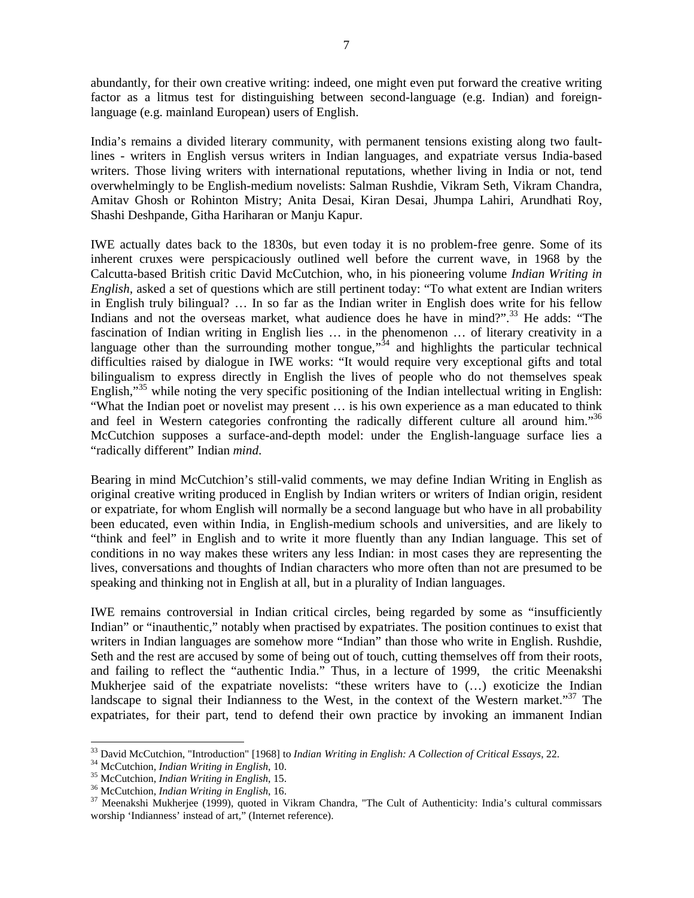abundantly, for their own creative writing: indeed, one might even put forward the creative writing factor as a litmus test for distinguishing between second-language (e.g. Indian) and foreign-language (e.g. mainland European) users of English.

India's remains a divided literary community, with permanent tensions existing along two fault-lines - writers in English versus writers in Indian languages, and expatriate versus India-based writers. Those living writers with international reputations, whether living in India or not, tend overwhelmingly to be English-medium novelists: Salman Rushdie, Vikram Seth, Vikram Chandra, Amitav Ghosh or Rohinton Mistry; Anita Desai, Kiran Desai, Jhumpa Lahiri, Arundhati Roy, Shashi Deshpande, Githa Hariharan or Manju Kapur.

IWE actually dates back to the 1830s, but even today it is no problem-free genre. Some of its inherent cruxes were perspicaciously outlined well before the current wave, in 1968 by the Calcutta-based British critic David McCutchion, who, in his pioneering volume *Indian Writing in English*, asked a set of questions which are still pertinent today: "To what extent are Indian writers in English truly bilingual? … In so far as the Indian writer in English does write for his fellow Indians and not the overseas market, what audience does he have in mind?".[33] He adds: "The fascination of Indian writing in English lies … in the phenomenon … of literary creativity in a language other than the surrounding mother tongue,"[34] and highlights the particular technical difficulties raised by dialogue in IWE works: "It would require very exceptional gifts and total bilingualism to express directly in English the lives of people who do not themselves speak English,"[35] while noting the very specific positioning of the Indian intellectual writing in English: "What the Indian poet or novelist may present … is his own experience as a man educated to think and feel in Western categories confronting the radically different culture all around him."[36] McCutchion supposes a surface-and-depth model: under the English-language surface lies a "radically different" Indian *mind*.

Bearing in mind McCutchion's still-valid comments, we may define Indian Writing in English as original creative writing produced in English by Indian writers or writers of Indian origin, resident or expatriate, for whom English will normally be a second language but who have in all probability been educated, even within India, in English-medium schools and universities, and are likely to "think and feel" in English and to write it more fluently than any Indian language. This set of conditions in no way makes these writers any less Indian: in most cases they are representing the lives, conversations and thoughts of Indian characters who more often than not are presumed to be speaking and thinking not in English at all, but in a plurality of Indian languages.

IWE remains controversial in Indian critical circles, being regarded by some as "insufficiently Indian" or "inauthentic," notably when practised by expatriates. The position continues to exist that writers in Indian languages are somehow more "Indian" than those who write in English. Rushdie, Seth and the rest are accused by some of being out of touch, cutting themselves off from their roots, and failing to reflect the "authentic India." Thus, in a lecture of 1999, the critic Meenakshi Mukherjee said of the expatriate novelists: "these writers have to (…) exoticize the Indian landscape to signal their Indianness to the West, in the context of the Western market."[37] The expatriates, for their part, tend to defend their own practice by invoking an immanent Indian

---

[33] David McCutchion, "Introduction" [1968] to *Indian Writing in English: A Collection of Critical Essays*, 22.

[34] McCutchion, *Indian Writing in English*, 10.

[35] McCutchion, *Indian Writing in English*, 15.

[36] McCutchion, *Indian Writing in English*, 16.

[37] Meenakshi Mukherjee (1999), quoted in Vikram Chandra, "The Cult of Authenticity: India's cultural commissars worship 'Indianness' instead of art," (Internet reference).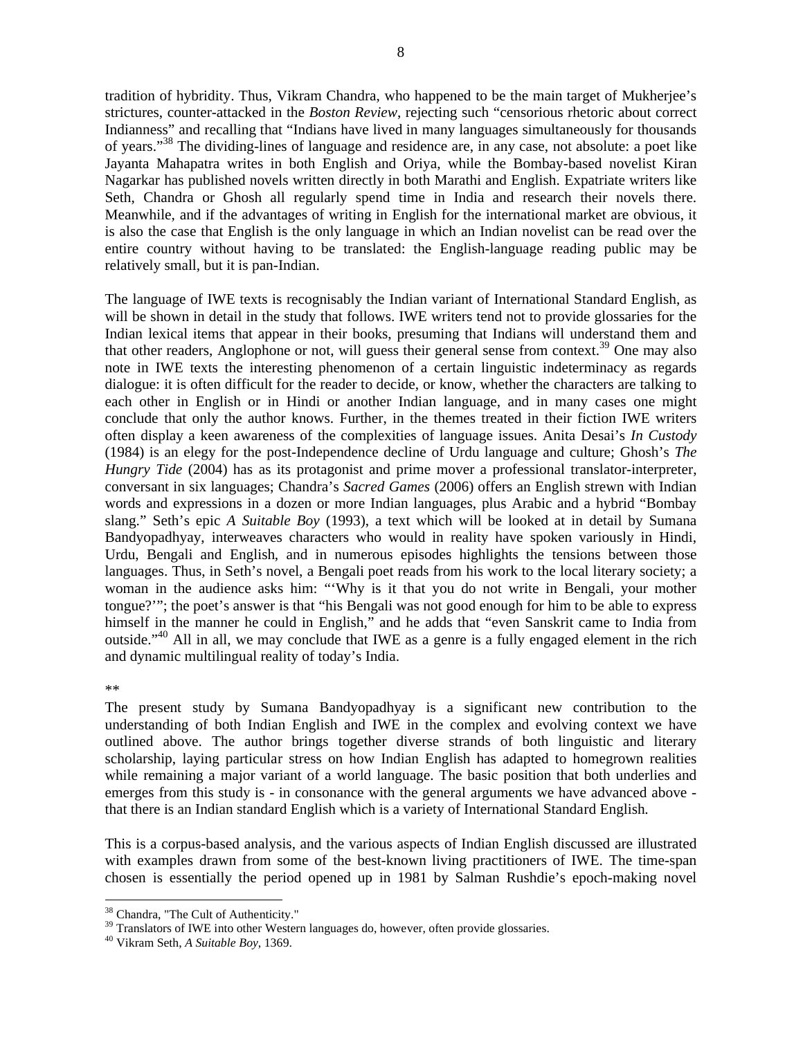tradition of hybridity. Thus, Vikram Chandra, who happened to be the main target of Mukherjee's strictures, counter-attacked in the *Boston Review*, rejecting such "censorious rhetoric about correct Indianness" and recalling that "Indians have lived in many languages simultaneously for thousands of years."[38] The dividing-lines of language and residence are, in any case, not absolute: a poet like Jayanta Mahapatra writes in both English and Oriya, while the Bombay-based novelist Kiran Nagarkar has published novels written directly in both Marathi and English. Expatriate writers like Seth, Chandra or Ghosh all regularly spend time in India and research their novels there. Meanwhile, and if the advantages of writing in English for the international market are obvious, it is also the case that English is the only language in which an Indian novelist can be read over the entire country without having to be translated: the English-language reading public may be relatively small, but it is pan-Indian.

The language of IWE texts is recognisably the Indian variant of International Standard English, as will be shown in detail in the study that follows. IWE writers tend not to provide glossaries for the Indian lexical items that appear in their books, presuming that Indians will understand them and that other readers, Anglophone or not, will guess their general sense from context.[39] One may also note in IWE texts the interesting phenomenon of a certain linguistic indeterminacy as regards dialogue: it is often difficult for the reader to decide, or know, whether the characters are talking to each other in English or in Hindi or another Indian language, and in many cases one might conclude that only the author knows. Further, in the themes treated in their fiction IWE writers often display a keen awareness of the complexities of language issues. Anita Desai's *In Custody* (1984) is an elegy for the post-Independence decline of Urdu language and culture; Ghosh's *The Hungry Tide* (2004) has as its protagonist and prime mover a professional translator-interpreter, conversant in six languages; Chandra's *Sacred Games* (2006) offers an English strewn with Indian words and expressions in a dozen or more Indian languages, plus Arabic and a hybrid "Bombay slang." Seth's epic *A Suitable Boy* (1993), a text which will be looked at in detail by Sumana Bandyopadhyay, interweaves characters who would in reality have spoken variously in Hindi, Urdu, Bengali and English, and in numerous episodes highlights the tensions between those languages. Thus, in Seth's novel, a Bengali poet reads from his work to the local literary society; a woman in the audience asks him: "'Why is it that you do not write in Bengali, your mother tongue?'"; the poet's answer is that "his Bengali was not good enough for him to be able to express himself in the manner he could in English," and he adds that "even Sanskrit came to India from outside."[40] All in all, we may conclude that IWE as a genre is a fully engaged element in the rich and dynamic multilingual reality of today's India.

**

The present study by Sumana Bandyopadhyay is a significant new contribution to the understanding of both Indian English and IWE in the complex and evolving context we have outlined above. The author brings together diverse strands of both linguistic and literary scholarship, laying particular stress on how Indian English has adapted to homegrown realities while remaining a major variant of a world language. The basic position that both underlies and emerges from this study is - in consonance with the general arguments we have advanced above - that there is an Indian standard English which is a variety of International Standard English.

This is a corpus-based analysis, and the various aspects of Indian English discussed are illustrated with examples drawn from some of the best-known living practitioners of IWE. The time-span chosen is essentially the period opened up in 1981 by Salman Rushdie's epoch-making novel

[38] Chandra, "The Cult of Authenticity."

[39] Translators of IWE into other Western languages do, however, often provide glossaries.

[40] Vikram Seth, *A Suitable Boy*, 1369.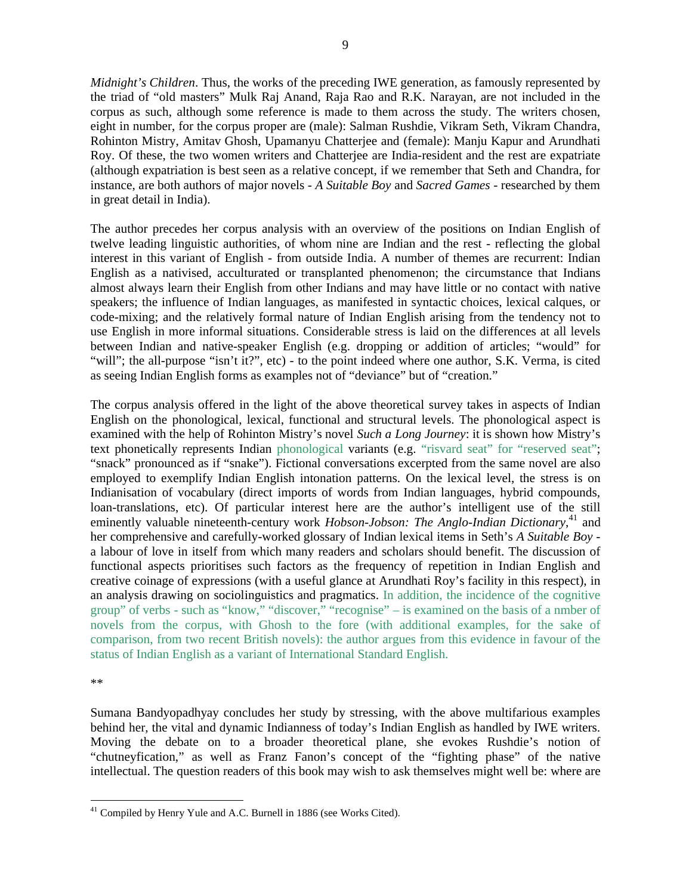*Midnight's Children*. Thus, the works of the preceding IWE generation, as famously represented by the triad of "old masters" Mulk Raj Anand, Raja Rao and R.K. Narayan, are not included in the corpus as such, although some reference is made to them across the study. The writers chosen, eight in number, for the corpus proper are (male): Salman Rushdie, Vikram Seth, Vikram Chandra, Rohinton Mistry, Amitav Ghosh, Upamanyu Chatterjee and (female): Manju Kapur and Arundhati Roy. Of these, the two women writers and Chatterjee are India-resident and the rest are expatriate (although expatriation is best seen as a relative concept, if we remember that Seth and Chandra, for instance, are both authors of major novels - *A Suitable Boy* and *Sacred Games* - researched by them in great detail in India).

The author precedes her corpus analysis with an overview of the positions on Indian English of twelve leading linguistic authorities, of whom nine are Indian and the rest - reflecting the global interest in this variant of English - from outside India. A number of themes are recurrent: Indian English as a nativised, acculturated or transplanted phenomenon; the circumstance that Indians almost always learn their English from other Indians and may have little or no contact with native speakers; the influence of Indian languages, as manifested in syntactic choices, lexical calques, or code-mixing; and the relatively formal nature of Indian English arising from the tendency not to use English in more informal situations. Considerable stress is laid on the differences at all levels between Indian and native-speaker English (e.g. dropping or addition of articles; "would" for "will"; the all-purpose "isn't it?", etc) - to the point indeed where one author, S.K. Verma, is cited as seeing Indian English forms as examples not of "deviance" but of "creation."

The corpus analysis offered in the light of the above theoretical survey takes in aspects of Indian English on the phonological, lexical, functional and structural levels. The phonological aspect is examined with the help of Rohinton Mistry's novel *Such a Long Journey*: it is shown how Mistry's text phonetically represents Indian phonological variants (e.g. "risvard seat" for "reserved seat"; "snack" pronounced as if "snake"). Fictional conversations excerpted from the same novel are also employed to exemplify Indian English intonation patterns. On the lexical level, the stress is on Indianisation of vocabulary (direct imports of words from Indian languages, hybrid compounds, loan-translations, etc). Of particular interest here are the author's intelligent use of the still eminently valuable nineteenth-century work *Hobson-Jobson: The Anglo-Indian Dictionary*,[41] and her comprehensive and carefully-worked glossary of Indian lexical items in Seth's *A Suitable Boy* - a labour of love in itself from which many readers and scholars should benefit. The discussion of functional aspects prioritises such factors as the frequency of repetition in Indian English and creative coinage of expressions (with a useful glance at Arundhati Roy's facility in this respect), in an analysis drawing on sociolinguistics and pragmatics. In addition, the incidence of the cognitive group" of verbs - such as "know," "discover," "recognise" – is examined on the basis of a nmber of novels from the corpus, with Ghosh to the fore (with additional examples, for the sake of comparison, from two recent British novels): the author argues from this evidence in favour of the status of Indian English as a variant of International Standard English.

**

Sumana Bandyopadhyay concludes her study by stressing, with the above multifarious examples behind her, the vital and dynamic Indianness of today's Indian English as handled by IWE writers. Moving the debate on to a broader theoretical plane, she evokes Rushdie's notion of "chutneyfication," as well as Franz Fanon's concept of the "fighting phase" of the native intellectual. The question readers of this book may wish to ask themselves might well be: where are

[41] Compiled by Henry Yule and A.C. Burnell in 1886 (see Works Cited).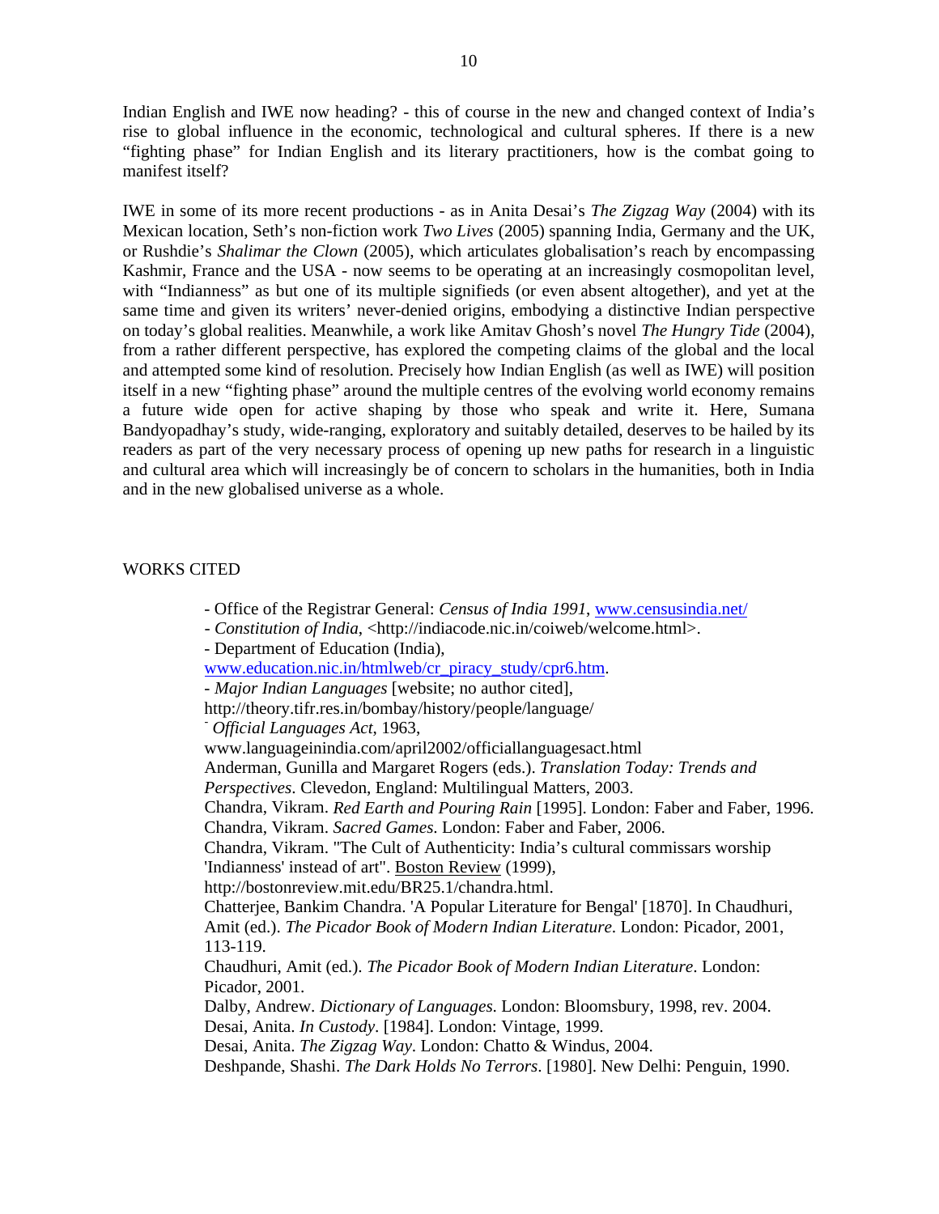Indian English and IWE now heading? - this of course in the new and changed context of India's rise to global influence in the economic, technological and cultural spheres. If there is a new "fighting phase" for Indian English and its literary practitioners, how is the combat going to manifest itself?

IWE in some of its more recent productions - as in Anita Desai's *The Zigzag Way* (2004) with its Mexican location, Seth's non-fiction work *Two Lives* (2005) spanning India, Germany and the UK, or Rushdie's *Shalimar the Clown* (2005), which articulates globalisation's reach by encompassing Kashmir, France and the USA - now seems to be operating at an increasingly cosmopolitan level, with "Indianness" as but one of its multiple signifieds (or even absent altogether), and yet at the same time and given its writers' never-denied origins, embodying a distinctive Indian perspective on today's global realities. Meanwhile, a work like Amitav Ghosh's novel *The Hungry Tide* (2004), from a rather different perspective, has explored the competing claims of the global and the local and attempted some kind of resolution. Precisely how Indian English (as well as IWE) will position itself in a new "fighting phase" around the multiple centres of the evolving world economy remains a future wide open for active shaping by those who speak and write it. Here, Sumana Bandyopadhay's study, wide-ranging, exploratory and suitably detailed, deserves to be hailed by its readers as part of the very necessary process of opening up new paths for research in a linguistic and cultural area which will increasingly be of concern to scholars in the humanities, both in India and in the new globalised universe as a whole.

## WORKS CITED

- Office of the Registrar General: *Census of India 1991*, www.censusindia.net/
- *Constitution of India*, <http://indiacode.nic.in/coiweb/welcome.html>.
- Department of Education (India), www.education.nic.in/htmlweb/cr_piracy_study/cpr6.htm.
- *Major Indian Languages* [website; no author cited], http://theory.tifr.res.in/bombay/history/people/language/
- *Official Languages Act*, 1963, www.languageinindia.com/april2002/officiallanguagesact.html

Anderman, Gunilla and Margaret Rogers (eds.). *Translation Today: Trends and Perspectives*. Clevedon, England: Multilingual Matters, 2003.

Chandra, Vikram. *Red Earth and Pouring Rain* [1995]. London: Faber and Faber, 1996.

Chandra, Vikram. *Sacred Games*. London: Faber and Faber, 2006.

Chandra, Vikram. "The Cult of Authenticity: India's cultural commissars worship 'Indianness' instead of art". Boston Review (1999), http://bostonreview.mit.edu/BR25.1/chandra.html.

Chatterjee, Bankim Chandra. 'A Popular Literature for Bengal' [1870]. In Chaudhuri, Amit (ed.). *The Picador Book of Modern Indian Literature*. London: Picador, 2001, 113-119.

Chaudhuri, Amit (ed.). *The Picador Book of Modern Indian Literature*. London: Picador, 2001.

Dalby, Andrew. *Dictionary of Languages*. London: Bloomsbury, 1998, rev. 2004.

Desai, Anita. *In Custody*. [1984]. London: Vintage, 1999.

Desai, Anita. *The Zigzag Way*. London: Chatto & Windus, 2004.

Deshpande, Shashi. *The Dark Holds No Terrors*. [1980]. New Delhi: Penguin, 1990.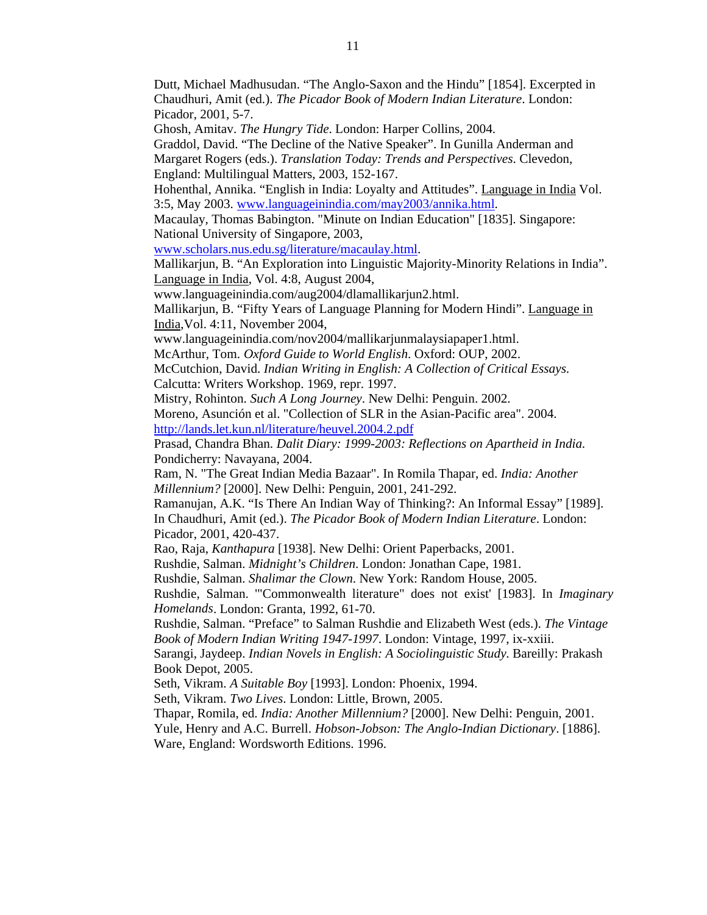Dutt, Michael Madhusudan. "The Anglo-Saxon and the Hindu" [1854]. Excerpted in Chaudhuri, Amit (ed.). *The Picador Book of Modern Indian Literature*. London: Picador, 2001, 5-7.

Ghosh, Amitav. *The Hungry Tide*. London: Harper Collins, 2004.

Graddol, David. "The Decline of the Native Speaker". In Gunilla Anderman and Margaret Rogers (eds.). *Translation Today: Trends and Perspectives*. Clevedon, England: Multilingual Matters, 2003, 152-167.

Hohenthal, Annika. "English in India: Loyalty and Attitudes". Language in India Vol. 3:5, May 2003. www.languageinindia.com/may2003/annika.html.

Macaulay, Thomas Babington. "Minute on Indian Education" [1835]. Singapore: National University of Singapore, 2003, www.scholars.nus.edu.sg/literature/macaulay.html.

Mallikarjun, B. "An Exploration into Linguistic Majority-Minority Relations in India". Language in India, Vol. 4:8, August 2004, www.languageinindia.com/aug2004/dlamallikarjun2.html.

Mallikarjun, B. "Fifty Years of Language Planning for Modern Hindi". Language in India,Vol. 4:11, November 2004, www.languageinindia.com/nov2004/mallikarjunmalaysiapaper1.html.

McArthur, Tom. *Oxford Guide to World English*. Oxford: OUP, 2002.

McCutchion, David. *Indian Writing in English: A Collection of Critical Essays*. Calcutta: Writers Workshop. 1969, repr. 1997.

Mistry, Rohinton. *Such A Long Journey*. New Delhi: Penguin. 2002.

Moreno, Asunción et al. "Collection of SLR in the Asian-Pacific area". 2004. http://lands.let.kun.nl/literature/heuvel.2004.2.pdf

Prasad, Chandra Bhan. *Dalit Diary: 1999-2003: Reflections on Apartheid in India.* Pondicherry: Navayana, 2004.

Ram, N. "The Great Indian Media Bazaar". In Romila Thapar, ed. *India: Another Millennium?* [2000]. New Delhi: Penguin, 2001, 241-292.

Ramanujan, A.K. "Is There An Indian Way of Thinking?: An Informal Essay" [1989]. In Chaudhuri, Amit (ed.). *The Picador Book of Modern Indian Literature*. London: Picador, 2001, 420-437.

Rao, Raja, *Kanthapura* [1938]. New Delhi: Orient Paperbacks, 2001.

Rushdie, Salman. *Midnight's Children*. London: Jonathan Cape, 1981.

Rushdie, Salman. *Shalimar the Clown*. New York: Random House, 2005.

Rushdie, Salman. '"Commonwealth literature" does not exist' [1983]. In *Imaginary Homelands*. London: Granta, 1992, 61-70.

Rushdie, Salman. "Preface" to Salman Rushdie and Elizabeth West (eds.). *The Vintage Book of Modern Indian Writing 1947-1997*. London: Vintage, 1997, ix-xxiii.

Sarangi, Jaydeep. *Indian Novels in English: A Sociolinguistic Study*. Bareilly: Prakash Book Depot, 2005.

Seth, Vikram. *A Suitable Boy* [1993]. London: Phoenix, 1994.

Seth, Vikram. *Two Lives*. London: Little, Brown, 2005.

Thapar, Romila, ed. *India: Another Millennium?* [2000]. New Delhi: Penguin, 2001.

Yule, Henry and A.C. Burrell. *Hobson-Jobson: The Anglo-Indian Dictionary*. [1886]. Ware, England: Wordsworth Editions. 1996.